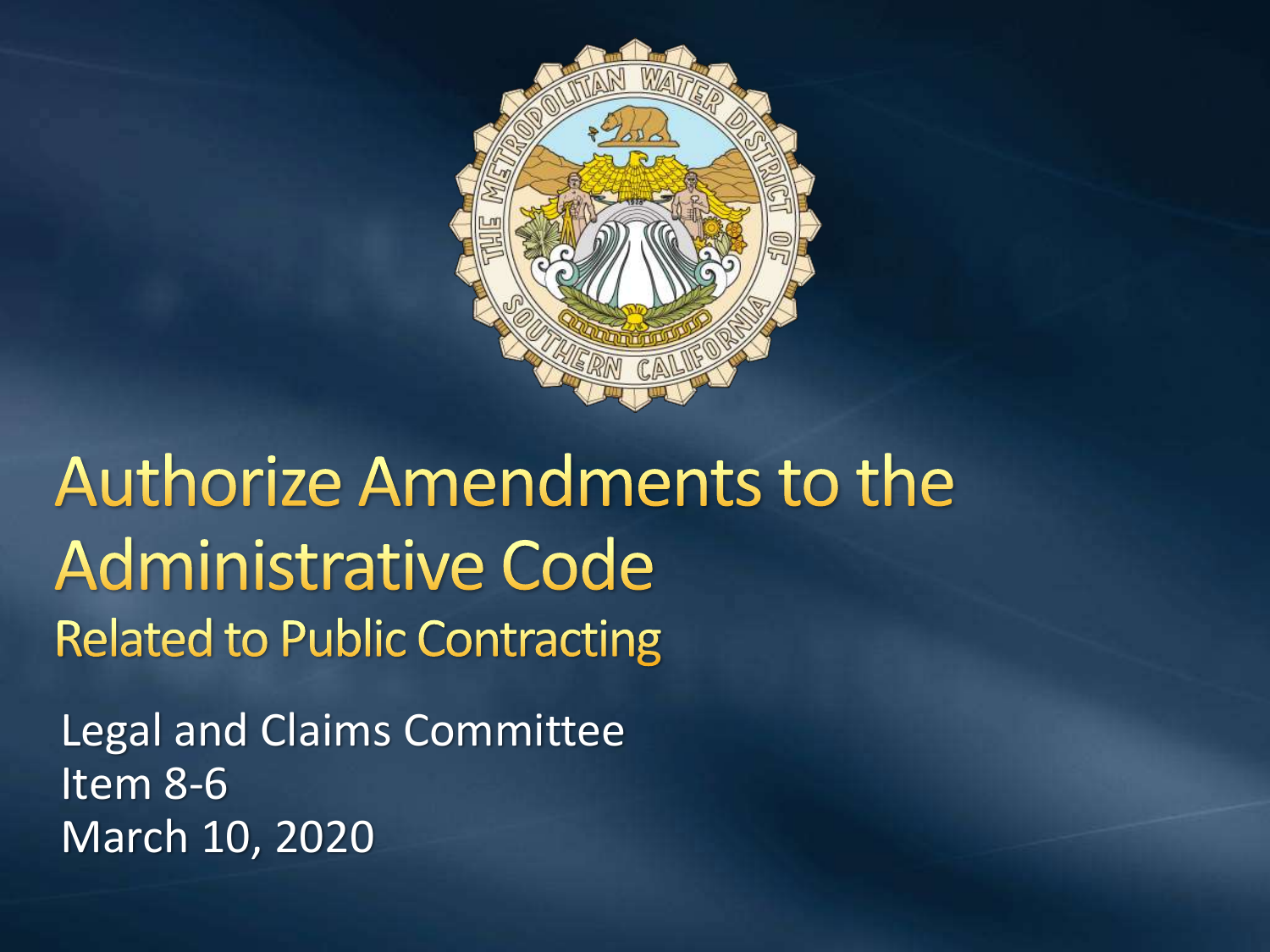# Authorize Amendments to the Administrative Code

## Related to Public Contracting

Legal and Claims Committee
Item 8-6
March 10, 2020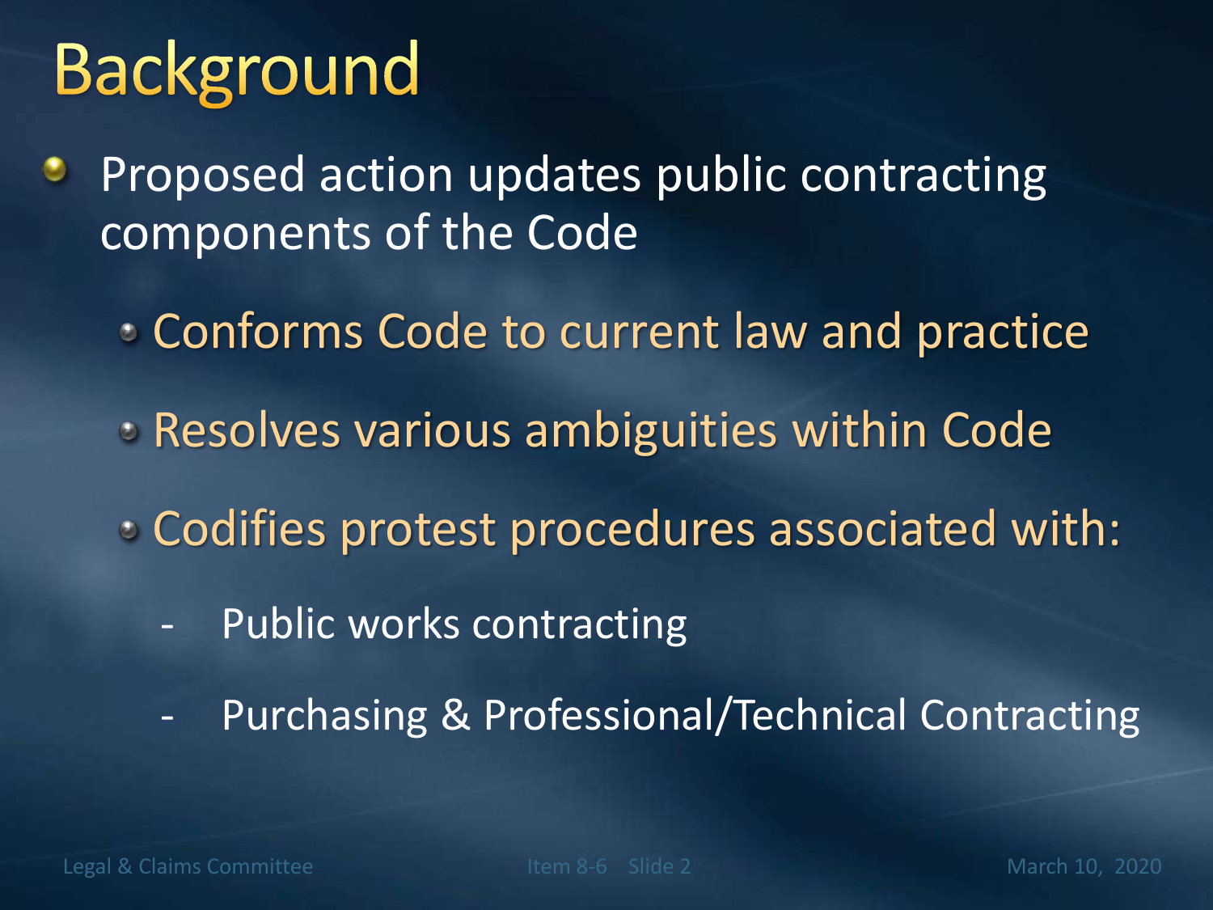# Background

- Proposed action updates public contracting components of the Code
  - Conforms Code to current law and practice
  - Resolves various ambiguities within Code
  - Codifies protest procedures associated with:
    - Public works contracting
    - Purchasing & Professional/Technical Contracting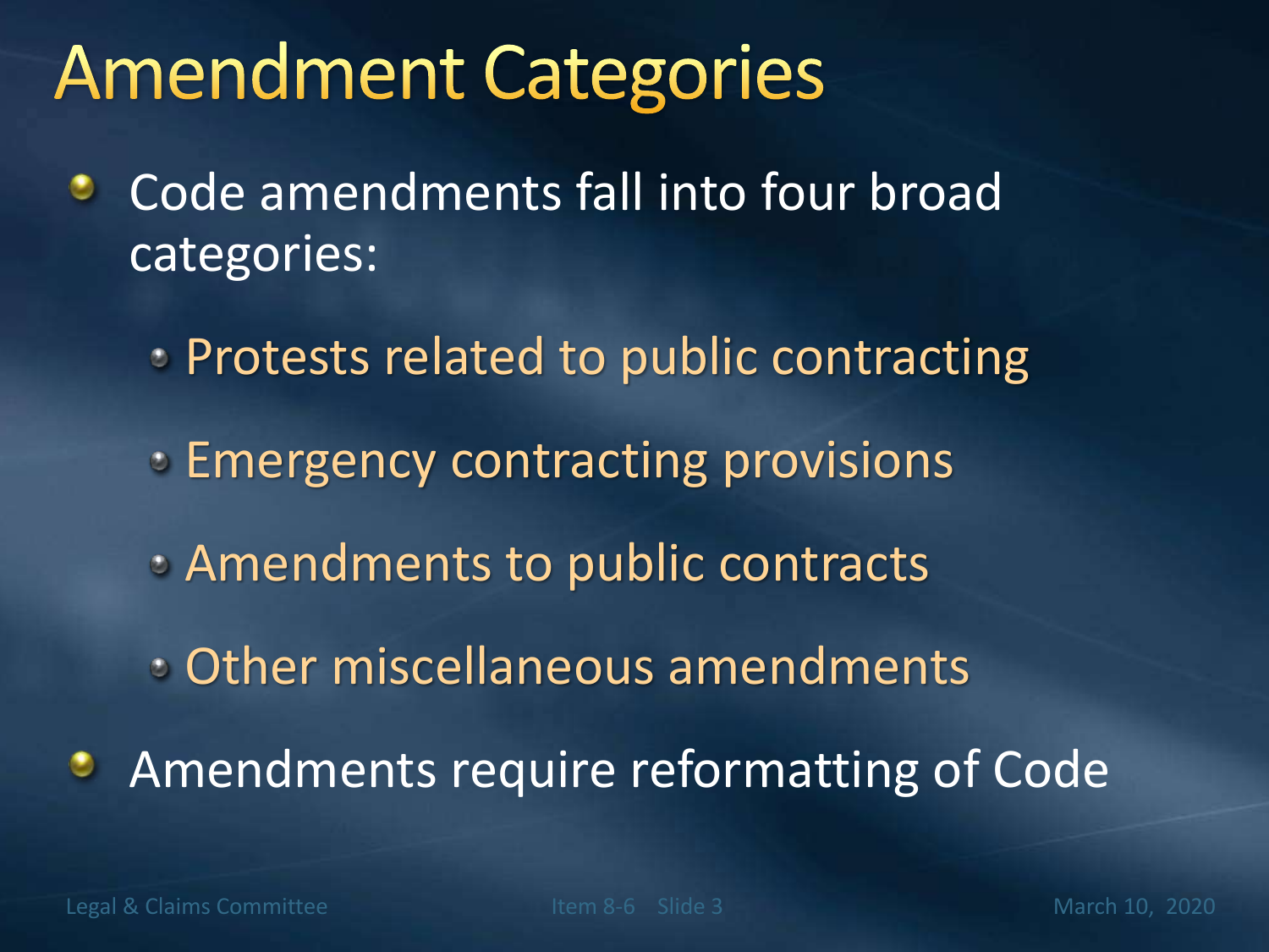# Amendment Categories

- Code amendments fall into four broad categories:
  - Protests related to public contracting
  - Emergency contracting provisions
  - Amendments to public contracts
  - Other miscellaneous amendments
- Amendments require reformatting of Code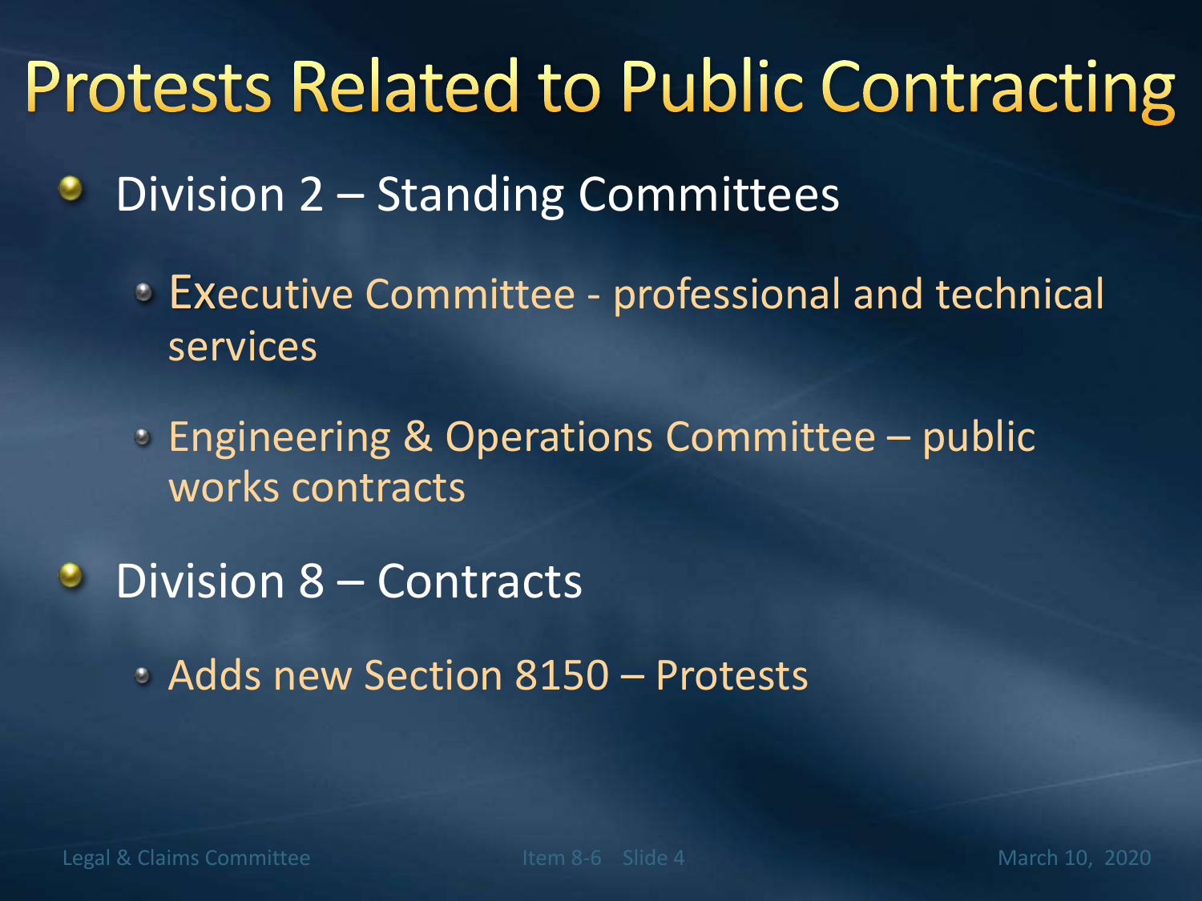# Protests Related to Public Contracting

- Division 2 – Standing Committees
  - Executive Committee - professional and technical services
  - Engineering & Operations Committee – public works contracts
- Division 8 – Contracts
  - Adds new Section 8150 – Protests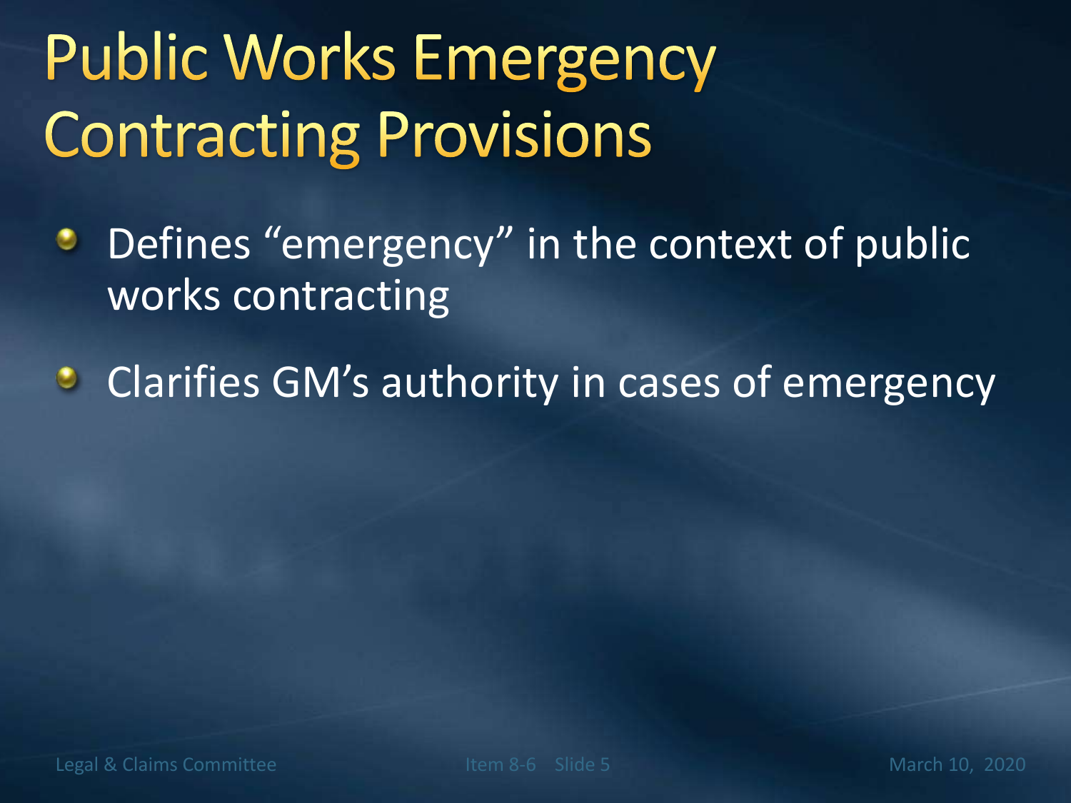# Public Works Emergency Contracting Provisions

- Defines “emergency” in the context of public works contracting
- Clarifies GM’s authority in cases of emergency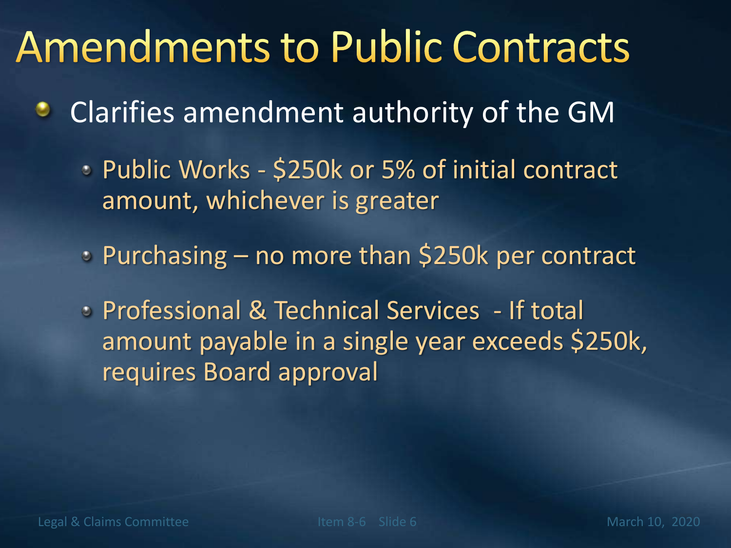# Amendments to Public Contracts

- Clarifies amendment authority of the GM
  - Public Works - $250k or 5% of initial contract amount, whichever is greater
  - Purchasing – no more than $250k per contract
  - Professional & Technical Services - If total amount payable in a single year exceeds $250k, requires Board approval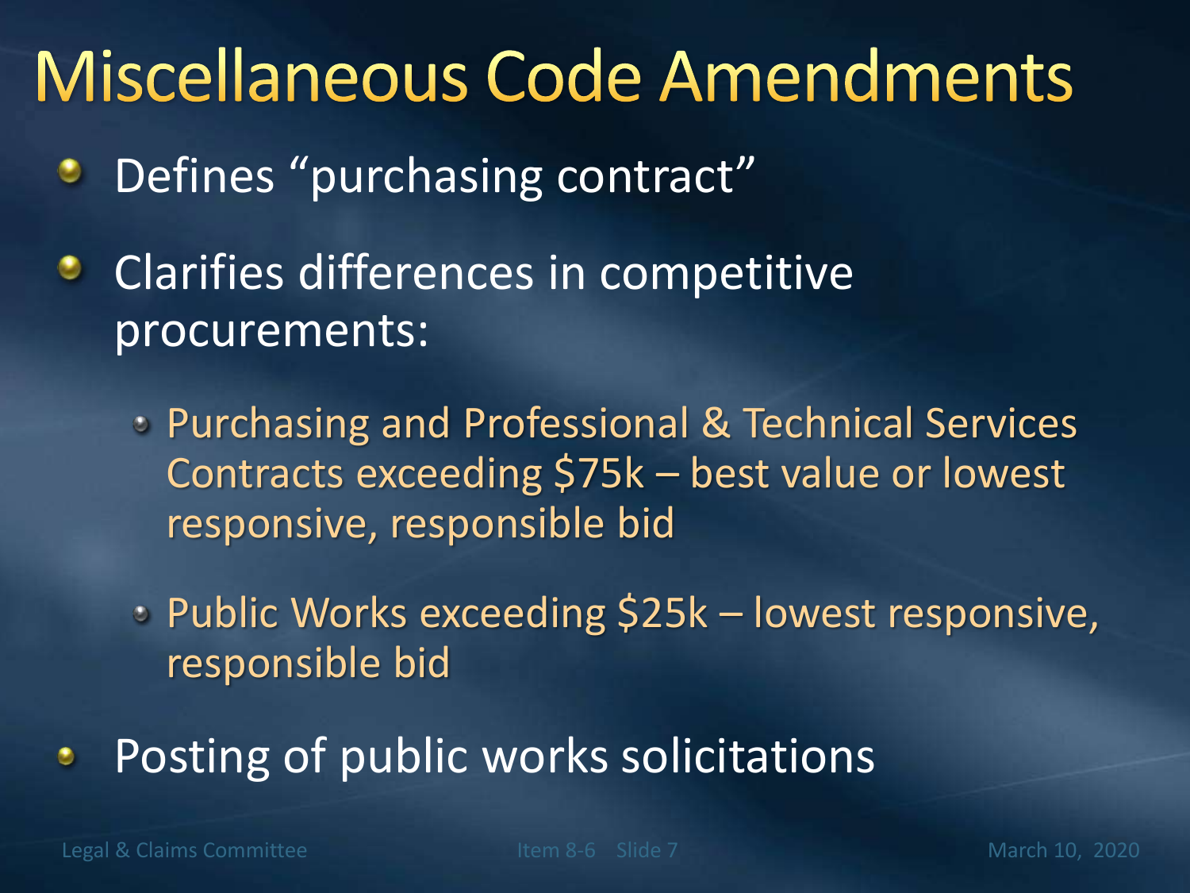# Miscellaneous Code Amendments

- Defines “purchasing contract”
- Clarifies differences in competitive procurements:
  - Purchasing and Professional & Technical Services Contracts exceeding $75k – best value or lowest responsive, responsible bid
  - Public Works exceeding $25k – lowest responsive, responsible bid
- Posting of public works solicitations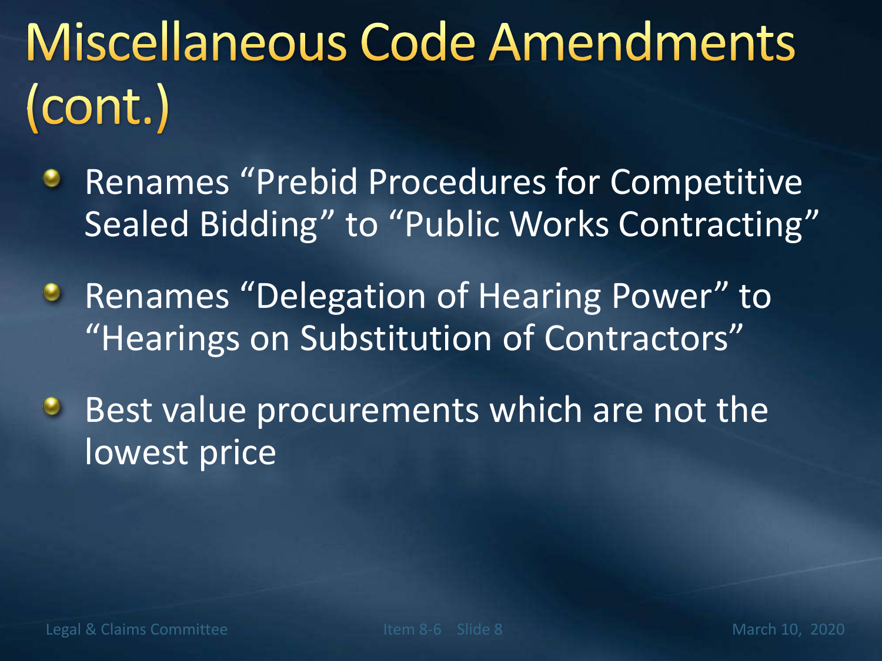# Miscellaneous Code Amendments (cont.)

- Renames “Prebid Procedures for Competitive Sealed Bidding” to “Public Works Contracting”
- Renames “Delegation of Hearing Power” to “Hearings on Substitution of Contractors”
- Best value procurements which are not the lowest price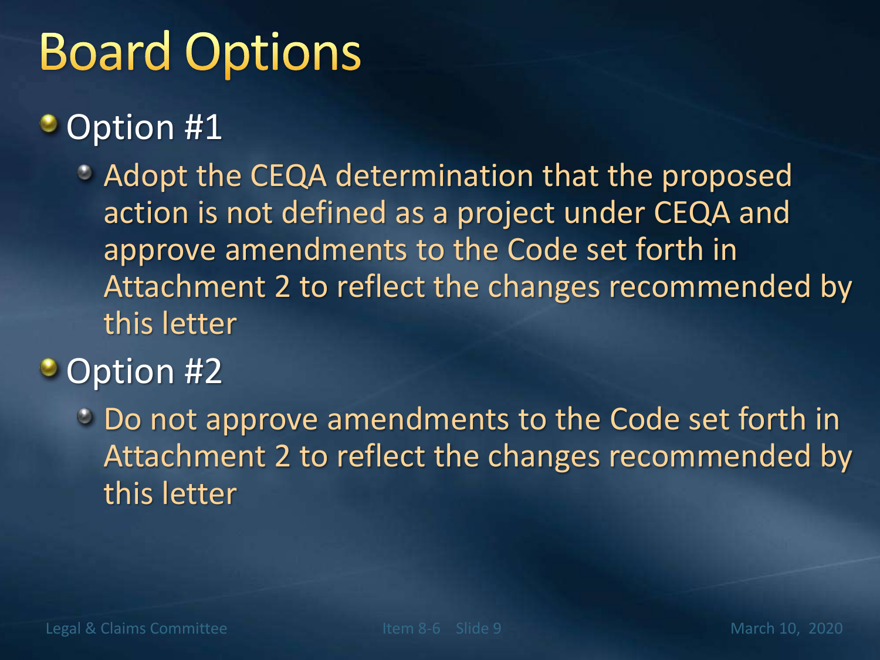# Board Options

- Option #1
  - Adopt the CEQA determination that the proposed action is not defined as a project under CEQA and approve amendments to the Code set forth in Attachment 2 to reflect the changes recommended by this letter
- Option #2
  - Do not approve amendments to the Code set forth in Attachment 2 to reflect the changes recommended by this letter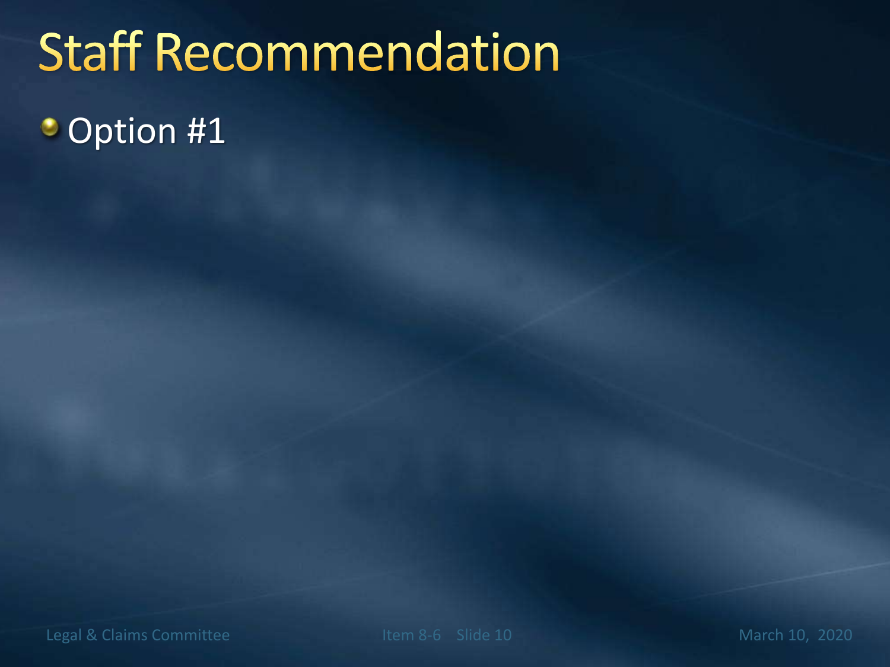# Staff Recommendation

- Option #1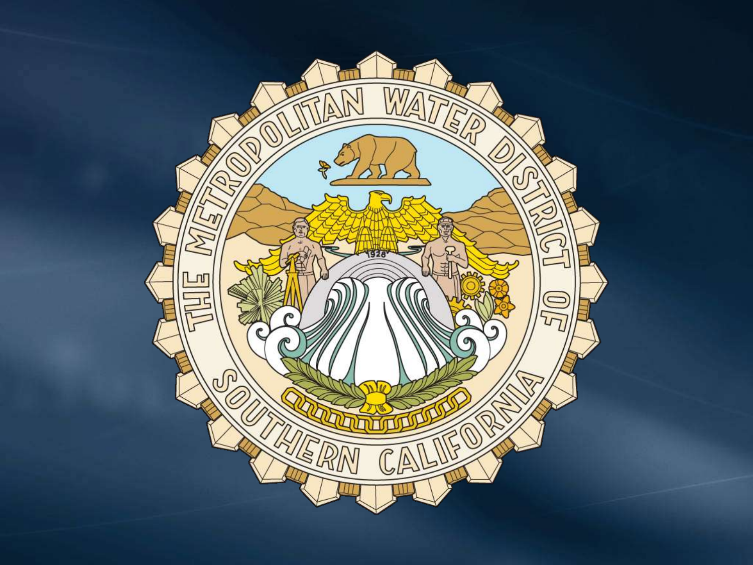THE METROPOLITAN WATER DISTRICT OF SOUTHERN CALIFORNIA

1928